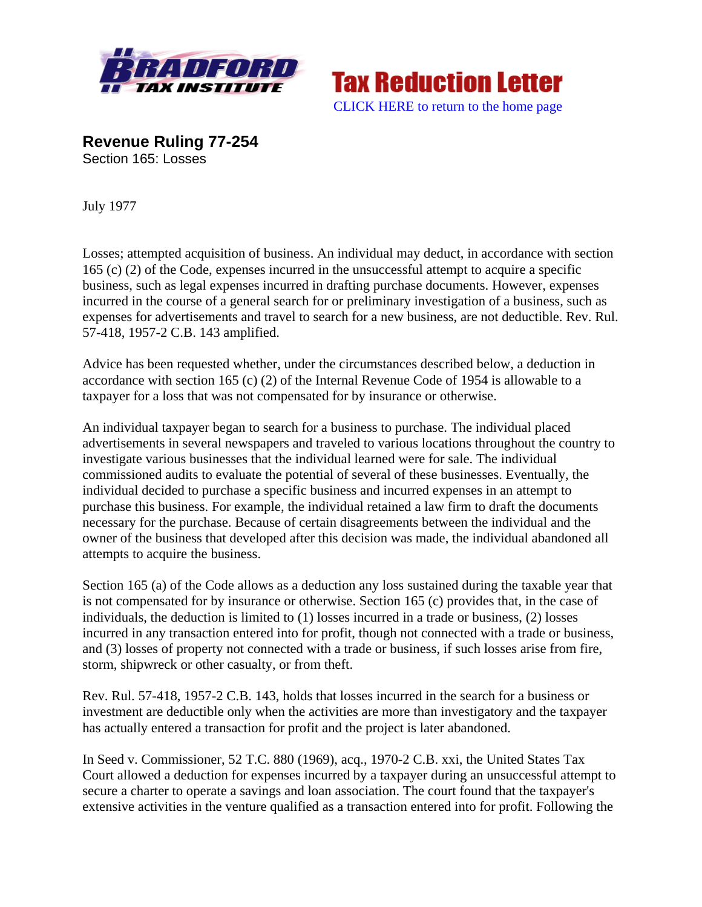# Tax Reduction Letter

CLICK HERE to return to the home page

**Revenue Ruling 77-254**
Section 165: Losses

July 1977

Losses; attempted acquisition of business. An individual may deduct, in accordance with section 165 (c) (2) of the Code, expenses incurred in the unsuccessful attempt to acquire a specific business, such as legal expenses incurred in drafting purchase documents. However, expenses incurred in the course of a general search for or preliminary investigation of a business, such as expenses for advertisements and travel to search for a new business, are not deductible. Rev. Rul. 57-418, 1957-2 C.B. 143 amplified.

Advice has been requested whether, under the circumstances described below, a deduction in accordance with section 165 (c) (2) of the Internal Revenue Code of 1954 is allowable to a taxpayer for a loss that was not compensated for by insurance or otherwise.

An individual taxpayer began to search for a business to purchase. The individual placed advertisements in several newspapers and traveled to various locations throughout the country to investigate various businesses that the individual learned were for sale. The individual commissioned audits to evaluate the potential of several of these businesses. Eventually, the individual decided to purchase a specific business and incurred expenses in an attempt to purchase this business. For example, the individual retained a law firm to draft the documents necessary for the purchase. Because of certain disagreements between the individual and the owner of the business that developed after this decision was made, the individual abandoned all attempts to acquire the business.

Section 165 (a) of the Code allows as a deduction any loss sustained during the taxable year that is not compensated for by insurance or otherwise. Section 165 (c) provides that, in the case of individuals, the deduction is limited to (1) losses incurred in a trade or business, (2) losses incurred in any transaction entered into for profit, though not connected with a trade or business, and (3) losses of property not connected with a trade or business, if such losses arise from fire, storm, shipwreck or other casualty, or from theft.

Rev. Rul. 57-418, 1957-2 C.B. 143, holds that losses incurred in the search for a business or investment are deductible only when the activities are more than investigatory and the taxpayer has actually entered a transaction for profit and the project is later abandoned.

In Seed v. Commissioner, 52 T.C. 880 (1969), acq., 1970-2 C.B. xxi, the United States Tax Court allowed a deduction for expenses incurred by a taxpayer during an unsuccessful attempt to secure a charter to operate a savings and loan association. The court found that the taxpayer's extensive activities in the venture qualified as a transaction entered into for profit. Following the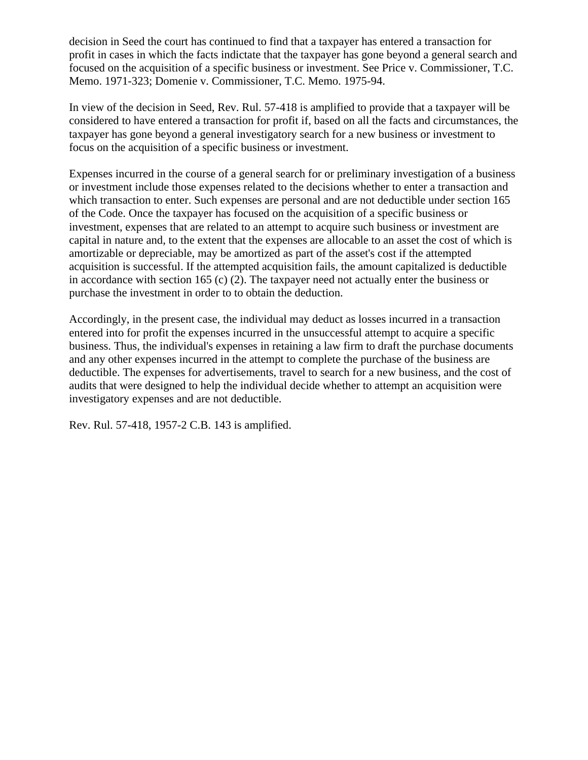decision in Seed the court has continued to find that a taxpayer has entered a transaction for profit in cases in which the facts indictate that the taxpayer has gone beyond a general search and focused on the acquisition of a specific business or investment. See Price v. Commissioner, T.C. Memo. 1971-323; Domenie v. Commissioner, T.C. Memo. 1975-94.

In view of the decision in Seed, Rev. Rul. 57-418 is amplified to provide that a taxpayer will be considered to have entered a transaction for profit if, based on all the facts and circumstances, the taxpayer has gone beyond a general investigatory search for a new business or investment to focus on the acquisition of a specific business or investment.

Expenses incurred in the course of a general search for or preliminary investigation of a business or investment include those expenses related to the decisions whether to enter a transaction and which transaction to enter. Such expenses are personal and are not deductible under section 165 of the Code. Once the taxpayer has focused on the acquisition of a specific business or investment, expenses that are related to an attempt to acquire such business or investment are capital in nature and, to the extent that the expenses are allocable to an asset the cost of which is amortizable or depreciable, may be amortized as part of the asset's cost if the attempted acquisition is successful. If the attempted acquisition fails, the amount capitalized is deductible in accordance with section 165 (c) (2). The taxpayer need not actually enter the business or purchase the investment in order to to obtain the deduction.

Accordingly, in the present case, the individual may deduct as losses incurred in a transaction entered into for profit the expenses incurred in the unsuccessful attempt to acquire a specific business. Thus, the individual's expenses in retaining a law firm to draft the purchase documents and any other expenses incurred in the attempt to complete the purchase of the business are deductible. The expenses for advertisements, travel to search for a new business, and the cost of audits that were designed to help the individual decide whether to attempt an acquisition were investigatory expenses and are not deductible.

Rev. Rul. 57-418, 1957-2 C.B. 143 is amplified.